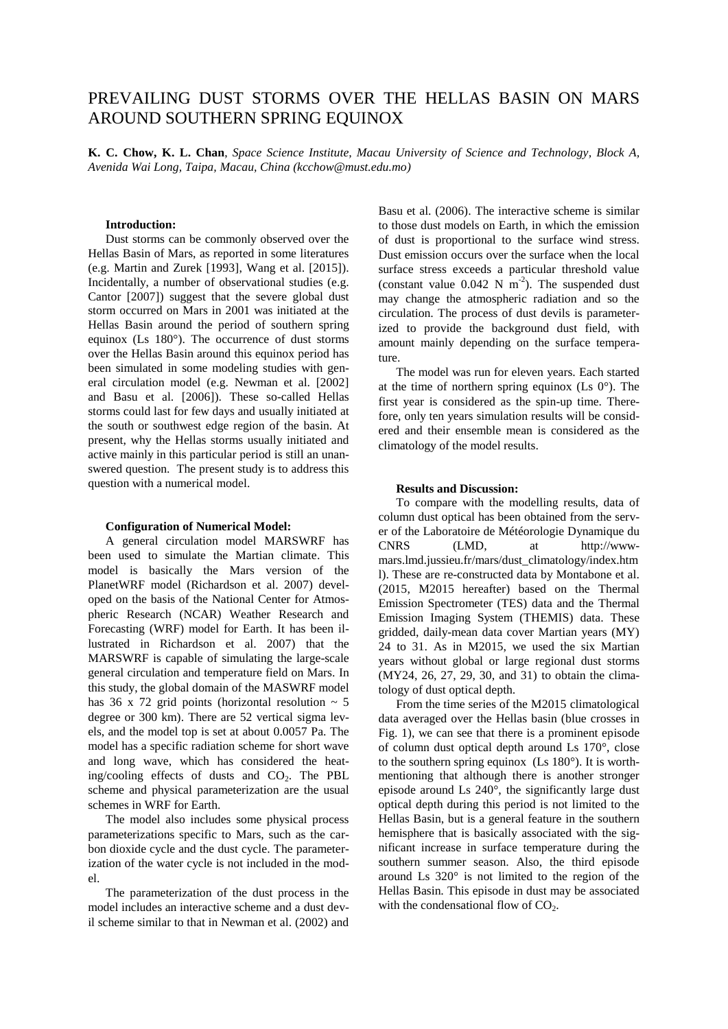# PREVAILING DUST STORMS OVER THE HELLAS BASIN ON MARS AROUND SOUTHERN SPRING EQUINOX

**K. C. Chow, K. L. Chan**, *Space Science Institute, Macau University of Science and Technology, Block A, Avenida Wai Long, Taipa, Macau, China (kcchow@must.edu.mo)*

## Introduction:

Dust storms can be commonly observed over the Hellas Basin of Mars, as reported in some literatures (e.g. Martin and Zurek [1993], Wang et al. [2015]). Incidentally, a number of observational studies (e.g. Cantor [2007]) suggest that the severe global dust storm occurred on Mars in 2001 was initiated at the Hellas Basin around the period of southern spring equinox (Ls 180°). The occurrence of dust storms over the Hellas Basin around this equinox period has been simulated in some modeling studies with general circulation model (e.g. Newman et al. [2002] and Basu et al. [2006]). These so-called Hellas storms could last for few days and usually initiated at the south or southwest edge region of the basin. At present, why the Hellas storms usually initiated and active mainly in this particular period is still an unanswered question. The present study is to address this question with a numerical model.

## Configuration of Numerical Model:

A general circulation model MARSWRF has been used to simulate the Martian climate. This model is basically the Mars version of the PlanetWRF model (Richardson et al. 2007) developed on the basis of the National Center for Atmospheric Research (NCAR) Weather Research and Forecasting (WRF) model for Earth. It has been illustrated in Richardson et al. 2007) that the MARSWRF is capable of simulating the large-scale general circulation and temperature field on Mars. In this study, the global domain of the MASWRF model has 36 x 72 grid points (horizontal resolution ~ 5 degree or 300 km). There are 52 vertical sigma levels, and the model top is set at about 0.0057 Pa. The model has a specific radiation scheme for short wave and long wave, which has considered the heating/cooling effects of dusts and $CO_2$. The PBL scheme and physical parameterization are the usual schemes in WRF for Earth.

The model also includes some physical process parameterizations specific to Mars, such as the carbon dioxide cycle and the dust cycle. The parameterization of the water cycle is not included in the model.

The parameterization of the dust process in the model includes an interactive scheme and a dust devil scheme similar to that in Newman et al. (2002) and Basu et al. (2006). The interactive scheme is similar to those dust models on Earth, in which the emission of dust is proportional to the surface wind stress. Dust emission occurs over the surface when the local surface stress exceeds a particular threshold value (constant value 0.042 N $m^{-2}$). The suspended dust may change the atmospheric radiation and so the circulation. The process of dust devils is parameterized to provide the background dust field, with amount mainly depending on the surface temperature.

The model was run for eleven years. Each started at the time of northern spring equinox (Ls 0°). The first year is considered as the spin-up time. Therefore, only ten years simulation results will be considered and their ensemble mean is considered as the climatology of the model results.

## Results and Discussion:

To compare with the modelling results, data of column dust optical has been obtained from the server of the Laboratoire de Météorologie Dynamique du CNRS (LMD, at http://www-mars.lmd.jussieu.fr/mars/dust_climatology/index.html). These are re-constructed data by Montabone et al. (2015, M2015 hereafter) based on the Thermal Emission Spectrometer (TES) data and the Thermal Emission Imaging System (THEMIS) data. These gridded, daily-mean data cover Martian years (MY) 24 to 31. As in M2015, we used the six Martian years without global or large regional dust storms (MY24, 26, 27, 29, 30, and 31) to obtain the climatology of dust optical depth.

From the time series of the M2015 climatological data averaged over the Hellas basin (blue crosses in Fig. 1), we can see that there is a prominent episode of column dust optical depth around Ls 170°, close to the southern spring equinox (Ls 180°). It is worth-mentioning that although there is another stronger episode around Ls 240°, the significantly large dust optical depth during this period is not limited to the Hellas Basin, but is a general feature in the southern hemisphere that is basically associated with the significant increase in surface temperature during the southern summer season. Also, the third episode around Ls 320° is not limited to the region of the Hellas Basin. This episode in dust may be associated with the condensational flow of $CO_2$.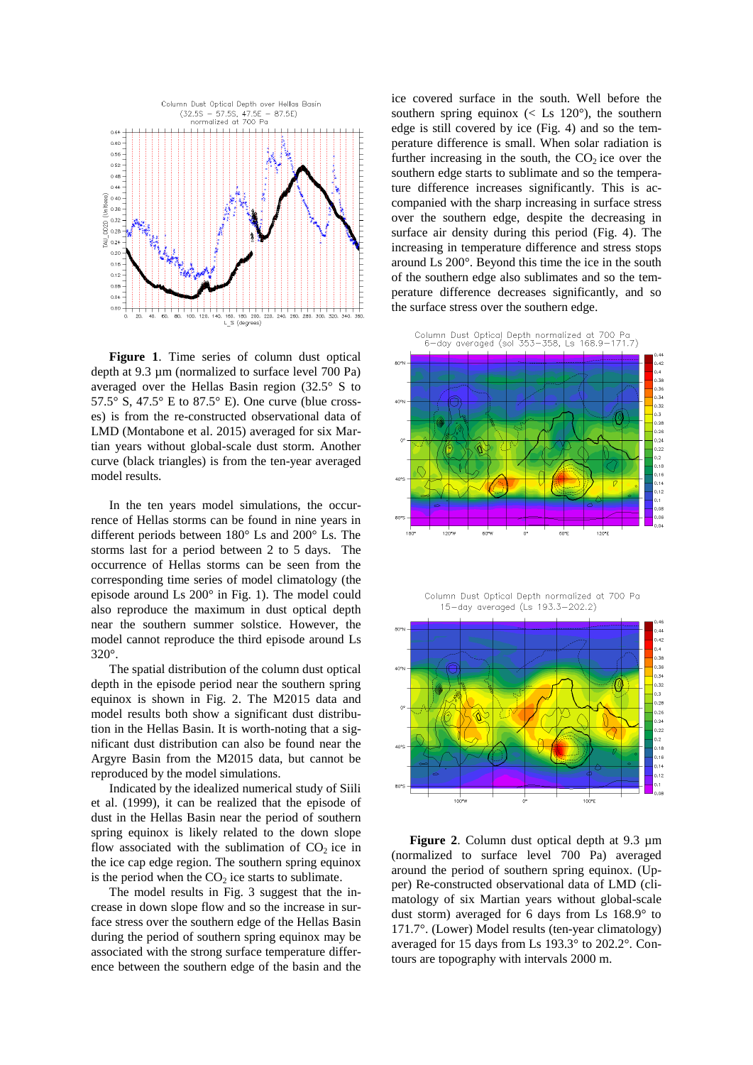**Figure 1**. Time series of column dust optical depth at 9.3 µm (normalized to surface level 700 Pa) averaged over the Hellas Basin region (32.5° S to 57.5° S, 47.5° E to 87.5° E). One curve (blue crosses) is from the re-constructed observational data of LMD (Montabone et al. 2015) averaged for six Martian years without global-scale dust storm. Another curve (black triangles) is from the ten-year averaged model results.

In the ten years model simulations, the occurrence of Hellas storms can be found in nine years in different periods between 180° Ls and 200° Ls. The storms last for a period between 2 to 5 days. The occurrence of Hellas storms can be seen from the corresponding time series of model climatology (the episode around Ls 200° in Fig. 1). The model could also reproduce the maximum in dust optical depth near the southern summer solstice. However, the model cannot reproduce the third episode around Ls 320°.

The spatial distribution of the column dust optical depth in the episode period near the southern spring equinox is shown in Fig. 2. The M2015 data and model results both show a significant dust distribution in the Hellas Basin. It is worth-noting that a significant dust distribution can also be found near the Argyre Basin from the M2015 data, but cannot be reproduced by the model simulations.

Indicated by the idealized numerical study of Siili et al. (1999), it can be realized that the episode of dust in the Hellas Basin near the period of southern spring equinox is likely related to the down slope flow associated with the sublimation of $CO_2$ ice in the ice cap edge region. The southern spring equinox is the period when the $CO_2$ ice starts to sublimate.

The model results in Fig. 3 suggest that the increase in down slope flow and so the increase in surface stress over the southern edge of the Hellas Basin during the period of southern spring equinox may be associated with the strong surface temperature difference between the southern edge of the basin and the ice covered surface in the south. Well before the southern spring equinox (< Ls 120°), the southern edge is still covered by ice (Fig. 4) and so the temperature difference is small. When solar radiation is further increasing in the south, the $CO_2$ ice over the southern edge starts to sublimate and so the temperature difference increases significantly. This is accompanied with the sharp increasing in surface stress over the southern edge, despite the decreasing in surface air density during this period (Fig. 4). The increasing in temperature difference and stress stops around Ls 200°. Beyond this time the ice in the south of the southern edge also sublimates and so the temperature difference decreases significantly, and so the surface stress over the southern edge.

**Figure 2**. Column dust optical depth at 9.3 µm (normalized to surface level 700 Pa) averaged around the period of southern spring equinox. (Upper) Re-constructed observational data of LMD (climatology of six Martian years without global-scale dust storm) averaged for 6 days from Ls 168.9° to 171.7°. (Lower) Model results (ten-year climatology) averaged for 15 days from Ls 193.3° to 202.2°. Contours are topography with intervals 2000 m.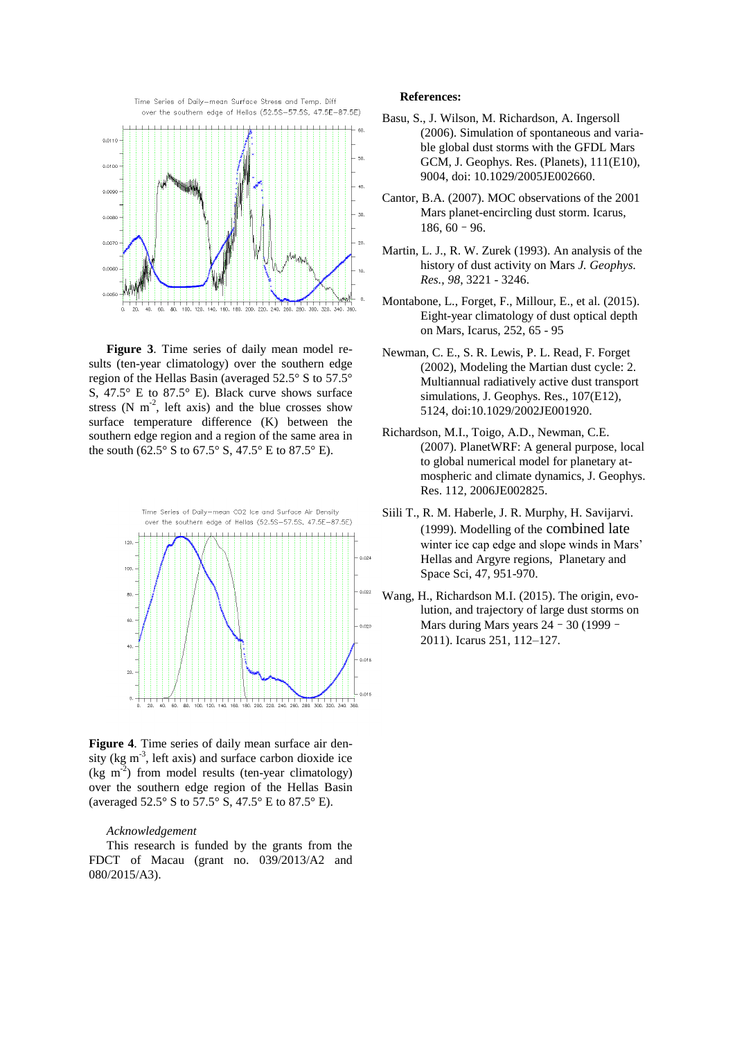Time Series of Daily-mean Surface Stress and Temp. Diff
over the southern edge of Hellas (52.5S-57.5S, 47.5E-87.5E)

0.0110
0.0100
0.0090
0.0080
0.0070
0.0060
0.0050

60.
50.
40.
30.
20.
10.
0.

0. 20. 40. 60. 80. 100. 120. 140. 160. 180. 200. 220. 240. 260. 280. 300. 320. 340. 360.

**Figure 3**. Time series of daily mean model results (ten-year climatology) over the southern edge region of the Hellas Basin (averaged 52.5° S to 57.5° S, 47.5° E to 87.5° E). Black curve shows surface stress (N $m^{-2}$, left axis) and the blue crosses show surface temperature difference (K) between the southern edge region and a region of the same area in the south (62.5° S to 67.5° S, 47.5° E to 87.5° E).

Time Series of Daily-mean CO2 Ice and Surface Air Density
over the southern edge of Hellas (52.5S-57.5S, 47.5E-87.5E)

120.
100.
80.
60.
40.
20.
0.

0.024
0.022
0.020
0.018
0.016

0. 20. 40. 60. 80. 100. 120. 140. 160. 180. 200. 220. 240. 260. 280. 300. 320. 340. 360.

**Figure 4**. Time series of daily mean surface air density (kg $m^{-3}$, left axis) and surface carbon dioxide ice (kg $m^{-2}$) from model results (ten-year climatology) over the southern edge region of the Hellas Basin (averaged 52.5° S to 57.5° S, 47.5° E to 87.5° E).

*Acknowledgement*

This research is funded by the grants from the FDCT of Macau (grant no. 039/2013/A2 and 080/2015/A3).

**References:**

Basu, S., J. Wilson, M. Richardson, A. Ingersoll (2006). Simulation of spontaneous and variable global dust storms with the GFDL Mars GCM, J. Geophys. Res. (Planets), 111(E10), 9004, doi: 10.1029/2005JE002660.

Cantor, B.A. (2007). MOC observations of the 2001 Mars planet-encircling dust storm. Icarus, 186, 60–96.

Martin, L. J., R. W. Zurek (1993). An analysis of the history of dust activity on Mars *J. Geophys. Res.*, *98*, 3221 - 3246.

Montabone, L., Forget, F., Millour, E., et al. (2015). Eight-year climatology of dust optical depth on Mars, Icarus, 252, 65 - 95

Newman, C. E., S. R. Lewis, P. L. Read, F. Forget (2002), Modeling the Martian dust cycle: 2. Multiannual radiatively active dust transport simulations, J. Geophys. Res., 107(E12), 5124, doi:10.1029/2002JE001920.

Richardson, M.I., Toigo, A.D., Newman, C.E. (2007). PlanetWRF: A general purpose, local to global numerical model for planetary atmospheric and climate dynamics, J. Geophys. Res. 112, 2006JE002825.

Siili T., R. M. Haberle, J. R. Murphy, H. Savijarvi. (1999). Modelling of the combined late winter ice cap edge and slope winds in Mars' Hellas and Argyre regions, Planetary and Space Sci, 47, 951-970.

Wang, H., Richardson M.I. (2015). The origin, evolution, and trajectory of large dust storms on Mars during Mars years 24–30 (1999–2011). Icarus 251, 112–127.